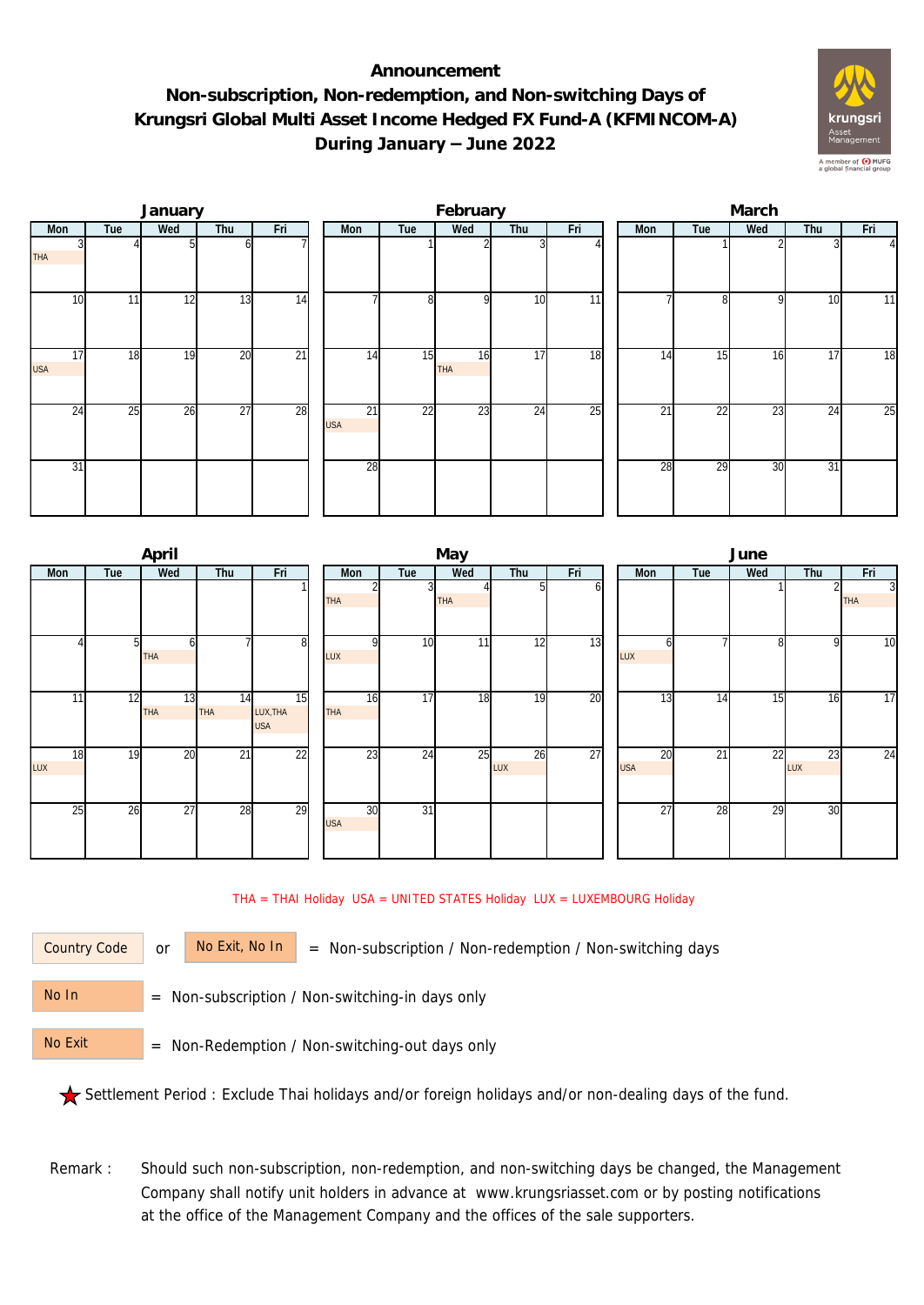# Announcement

## Non-subscription, Non-redemption, and Non-switching Days of Krungsri Global Multi Asset Income Hedged FX Fund-A (KFMINCOM-A) During January – June 2022

### January

| Mon | Tue | Wed | Thu | Fri |
|---|---|---|---|---|
| 3 THA | 4 | 5 | 6 | 7 |
| 10 | 11 | 12 | 13 | 14 |
| 17 USA | 18 | 19 | 20 | 21 |
| 24 | 25 | 26 | 27 | 28 |
| 31 | | | | |

### February

| Mon | Tue | Wed | Thu | Fri |
|---|---|---|---|---|
| | 1 | 2 | 3 | 4 |
| 7 | 8 | 9 | 10 | 11 |
| 14 | 15 | 16 THA | 17 | 18 |
| 21 USA | 22 | 23 | 24 | 25 |
| 28 | | | | |

### March

| Mon | Tue | Wed | Thu | Fri |
|---|---|---|---|---|
| | 1 | 2 | 3 | 4 |
| 7 | 8 | 9 | 10 | 11 |
| 14 | 15 | 16 | 17 | 18 |
| 21 | 22 | 23 | 24 | 25 |
| 28 | 29 | 30 | 31 | |

### April

| Mon | Tue | Wed | Thu | Fri |
|---|---|---|---|---|
| | | | | 1 |
| 4 | 5 | 6 THA | 7 | 8 |
| 11 | 12 | 13 THA | 14 THA | 15 LUX,THA USA |
| 18 LUX | 19 | 20 | 21 | 22 |
| 25 | 26 | 27 | 28 | 29 |

### May

| Mon | Tue | Wed | Thu | Fri |
|---|---|---|---|---|
| 2 THA | 3 | 4 THA | 5 | 6 |
| 9 LUX | 10 | 11 | 12 | 13 |
| 16 THA | 17 | 18 | 19 | 20 |
| 23 | 24 | 25 | 26 LUX | 27 |
| 30 USA | 31 | | | |

### June

| Mon | Tue | Wed | Thu | Fri |
|---|---|---|---|---|
| | | 1 | 2 | 3 THA |
| 6 LUX | 7 | 8 | 9 | 10 |
| 13 | 14 | 15 | 16 | 17 |
| 20 USA | 21 | 22 | 23 LUX | 24 |
| 27 | 28 | 29 | 30 | |

THA = THAI Holiday USA = UNITED STATES Holiday LUX = LUXEMBOURG Holiday

Country Code or No Exit, No In = Non-subscription / Non-redemption / Non-switching days

No In = Non-subscription / Non-switching-in days only

No Exit = Non-Redemption / Non-switching-out days only

★ Settlement Period : Exclude Thai holidays and/or foreign holidays and/or non-dealing days of the fund.

Remark : Should such non-subscription, non-redemption, and non-switching days be changed, the Management Company shall notify unit holders in advance at www.krungsriasset.com or by posting notifications at the office of the Management Company and the offices of the sale supporters.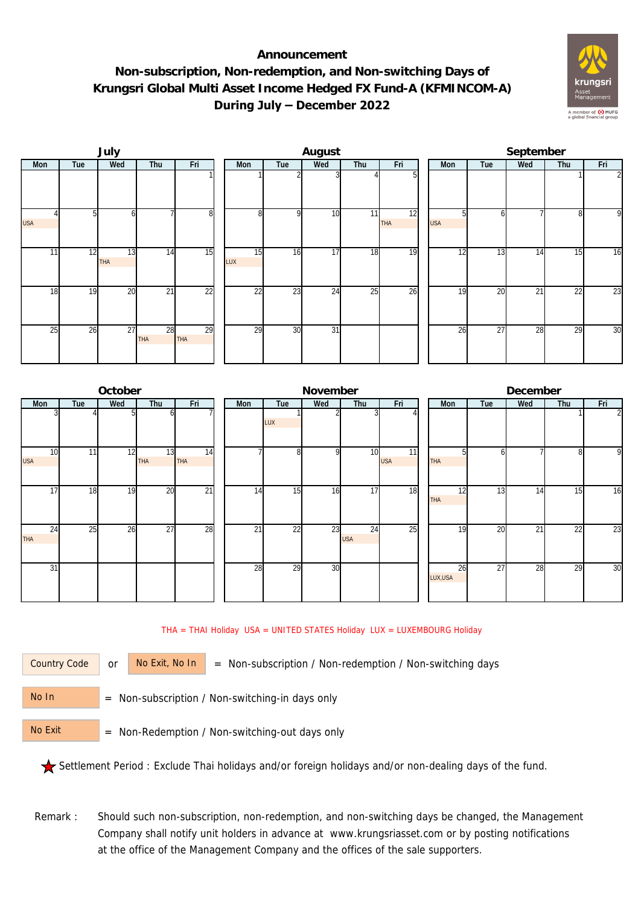**Announcement**
**Non-subscription, Non-redemption, and Non-switching Days of**
**Krungsri Global Multi Asset Income Hedged FX Fund-A (KFMINCOM-A)**
**During July – December 2022**

### July

| Mon | Tue | Wed | Thu | Fri |
|---|---|---|---|---|
| | | | | 1 |
| 4 USA | 5 | 6 | 7 | 8 |
| 11 | 12 | 13 THA | 14 | 15 |
| 18 | 19 | 20 | 21 | 22 |
| 25 | 26 | 27 | 28 THA | 29 THA |

### August

| Mon | Tue | Wed | Thu | Fri |
|---|---|---|---|---|
| 1 | 2 | 3 | 4 | 5 |
| 8 | 9 | 10 | 11 | 12 THA |
| 15 LUX | 16 | 17 | 18 | 19 |
| 22 | 23 | 24 | 25 | 26 |
| 29 | 30 | 31 | | |

### September

| Mon | Tue | Wed | Thu | Fri |
|---|---|---|---|---|
| | | | 1 | 2 |
| 5 USA | 6 | 7 | 8 | 9 |
| 12 | 13 | 14 | 15 | 16 |
| 19 | 20 | 21 | 22 | 23 |
| 26 | 27 | 28 | 29 | 30 |

### October

| Mon | Tue | Wed | Thu | Fri |
|---|---|---|---|---|
| 3 | 4 | 5 | 6 | 7 |
| 10 USA | 11 | 12 | 13 THA | 14 THA |
| 17 | 18 | 19 | 20 | 21 |
| 24 THA | 25 | 26 | 27 | 28 |
| 31 | | | | |

### November

| Mon | Tue | Wed | Thu | Fri |
|---|---|---|---|---|
| | 1 LUX | 2 | 3 | 4 |
| 7 | 8 | 9 | 10 | 11 USA |
| 14 | 15 | 16 | 17 | 18 |
| 21 | 22 | 23 | 24 USA | 25 |
| 28 | 29 | 30 | | |

### December

| Mon | Tue | Wed | Thu | Fri |
|---|---|---|---|---|
| | | | 1 | 2 |
| 5 THA | 6 | 7 | 8 | 9 |
| 12 THA | 13 | 14 | 15 | 16 |
| 19 | 20 | 21 | 22 | 23 |
| 26 LUX,USA | 27 | 28 | 29 | 30 |

THA = THAI Holiday USA = UNITED STATES Holiday LUX = LUXEMBOURG Holiday

Country Code or No Exit, No In = Non-subscription / Non-redemption / Non-switching days

No In = Non-subscription / Non-switching-in days only

No Exit = Non-Redemption / Non-switching-out days only

★ Settlement Period : Exclude Thai holidays and/or foreign holidays and/or non-dealing days of the fund.

Remark : Should such non-subscription, non-redemption, and non-switching days be changed, the Management Company shall notify unit holders in advance at www.krungsriasset.com or by posting notifications at the office of the Management Company and the offices of the sale supporters.